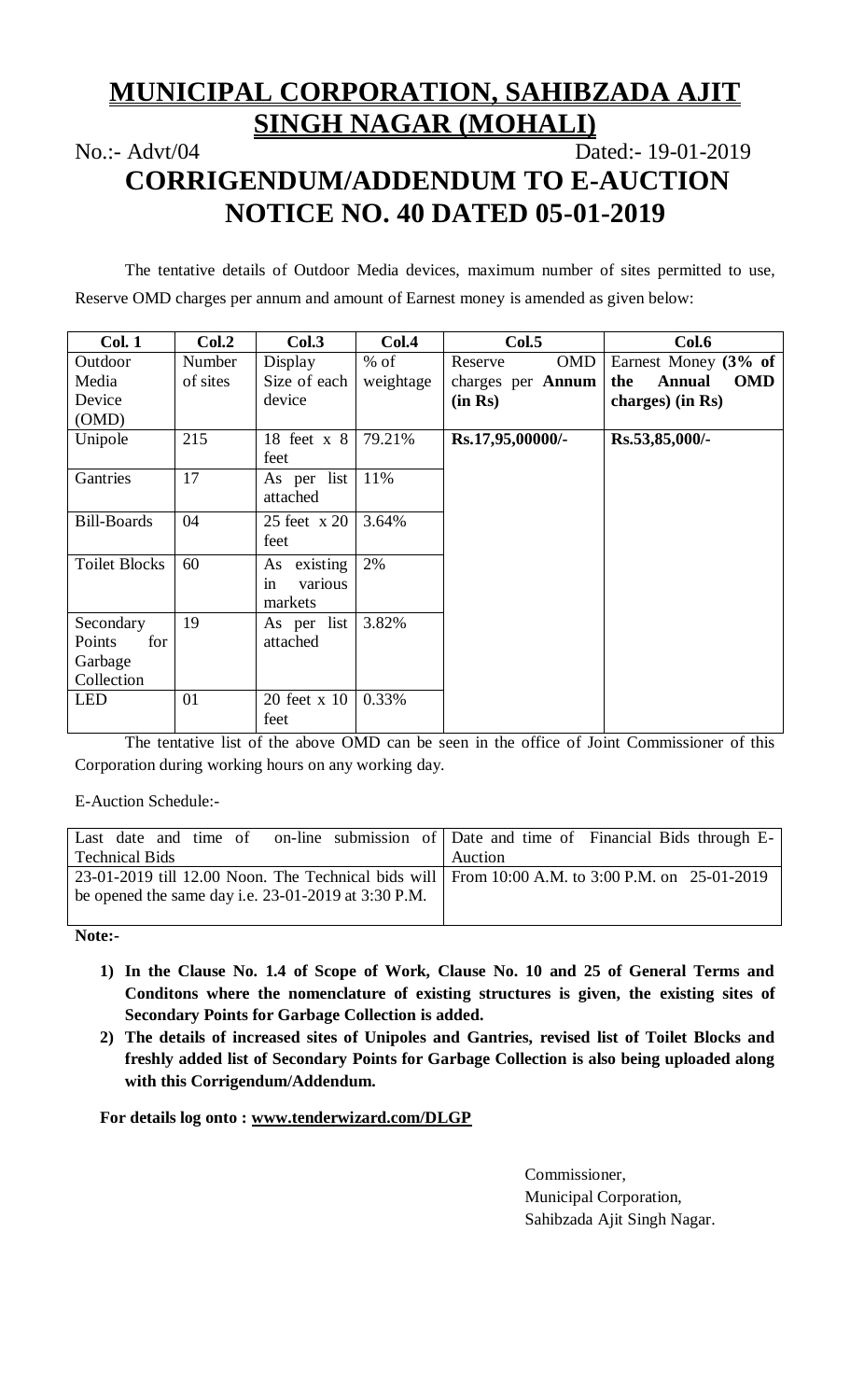# MUNICIPAL CORPORATION, SAHIBZADA AJIT SINGH NAGAR (MOHALI)

No.:- Advt/04 Dated:- 19-01-2019

## CORRIGENDUM/ADDENDUM TO E-AUCTION NOTICE NO. 40 DATED 05-01-2019

The tentative details of Outdoor Media devices, maximum number of sites permitted to use, Reserve OMD charges per annum and amount of Earnest money is amended as given below:

| Col. 1 | Col.2 | Col.3 | Col.4 | Col.5 | Col.6 |
|---|---|---|---|---|---|
| Outdoor Media Device (OMD) | Number of sites | Display Size of each device | % of weightage | Reserve OMD charges per **Annum (in Rs)** | Earnest Money **(3% of the Annual OMD charges) (in Rs)** |
| Unipole | 215 | 18 feet x 8 feet | 79.21% | **Rs.17,95,00000/-** | **Rs.53,85,000/-** |
| Gantries | 17 | As per list attached | 11% | | |
| Bill-Boards | 04 | 25 feet x 20 feet | 3.64% | | |
| Toilet Blocks | 60 | As existing in various markets | 2% | | |
| Secondary Points for Garbage Collection | 19 | As per list attached | 3.82% | | |
| LED | 01 | 20 feet x 10 feet | 0.33% | | |

The tentative list of the above OMD can be seen in the office of Joint Commissioner of this Corporation during working hours on any working day.

E-Auction Schedule:-

| Last date and time of on-line submission of Technical Bids | Date and time of Financial Bids through E-Auction |
|---|---|
| 23-01-2019 till 12.00 Noon. The Technical bids will be opened the same day i.e. 23-01-2019 at 3:30 P.M. | From 10:00 A.M. to 3:00 P.M. on 25-01-2019 |

**Note:-**

1) **In the Clause No. 1.4 of Scope of Work, Clause No. 10 and 25 of General Terms and Conditons where the nomenclature of existing structures is given, the existing sites of Secondary Points for Garbage Collection is added.**
2) **The details of increased sites of Unipoles and Gantries, revised list of Toilet Blocks and freshly added list of Secondary Points for Garbage Collection is also being uploaded along with this Corrigendum/Addendum.**

**For details log onto : www.tenderwizard.com/DLGP**

Commissioner,
Municipal Corporation,
Sahibzada Ajit Singh Nagar.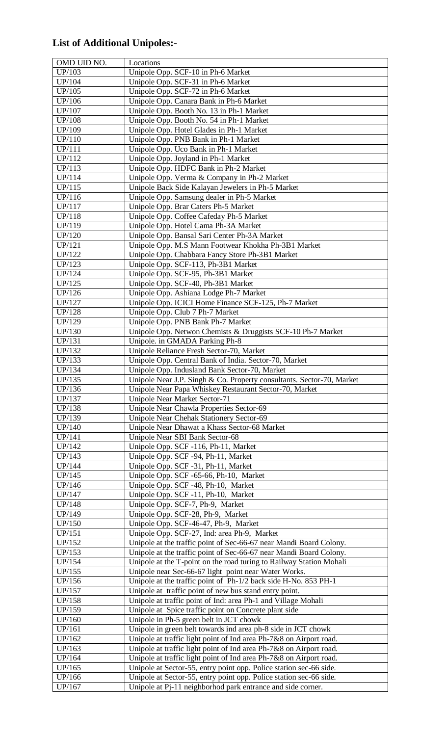## List of Additional Unipoles:-

| OMD UID NO. | Locations |
|---|---|
| UP/103 | Unipole Opp. SCF-10 in Ph-6 Market |
| UP/104 | Unipole Opp. SCF-31 in Ph-6 Market |
| UP/105 | Unipole Opp. SCF-72 in Ph-6 Market |
| UP/106 | Unipole Opp. Canara Bank in Ph-6 Market |
| UP/107 | Unipole Opp. Booth No. 13 in Ph-1 Market |
| UP/108 | Unipole Opp. Booth No. 54 in Ph-1 Market |
| UP/109 | Unipole Opp. Hotel Glades in Ph-1 Market |
| UP/110 | Unipole Opp. PNB Bank in Ph-1 Market |
| UP/111 | Unipole Opp. Uco Bank in Ph-1 Market |
| UP/112 | Unipole Opp. Joyland in Ph-1 Market |
| UP/113 | Unipole Opp. HDFC Bank in Ph-2 Market |
| UP/114 | Unipole Opp. Verma & Company in Ph-2 Market |
| UP/115 | Unipole Back Side Kalayan Jewelers in Ph-5 Market |
| UP/116 | Unipole Opp. Samsung dealer in Ph-5 Market |
| UP/117 | Unipole Opp. Brar Caters Ph-5 Market |
| UP/118 | Unipole Opp. Coffee Cafeday Ph-5 Market |
| UP/119 | Unipole Opp. Hotel Cama Ph-3A Market |
| UP/120 | Unipole Opp. Bansal Sari Center Ph-3A Market |
| UP/121 | Unipole Opp. M.S Mann Footwear Khokha Ph-3B1 Market |
| UP/122 | Unipole Opp. Chabbara Fancy Store Ph-3B1 Market |
| UP/123 | Unipole Opp. SCF-113, Ph-3B1 Market |
| UP/124 | Unipole Opp. SCF-95, Ph-3B1 Market |
| UP/125 | Unipole Opp. SCF-40, Ph-3B1 Market |
| UP/126 | Unipole Opp. Ashiana Lodge Ph-7 Market |
| UP/127 | Unipole Opp. ICICI Home Finance SCF-125, Ph-7 Market |
| UP/128 | Unipole Opp. Club 7 Ph-7 Market |
| UP/129 | Unipole Opp. PNB Bank Ph-7 Market |
| UP/130 | Unipole Opp. Netwon Chemists & Druggists SCF-10 Ph-7 Market |
| UP/131 | Unipole. in GMADA Parking Ph-8 |
| UP/132 | Unipole Reliance Fresh Sector-70, Market |
| UP/133 | Unipole Opp. Central Bank of India. Sector-70, Market |
| UP/134 | Unipole Opp. Indusland Bank Sector-70, Market |
| UP/135 | Unipole Near J.P. Singh & Co. Property consultants. Sector-70, Market |
| UP/136 | Unipole Near Papa Whiskey Restaurant Sector-70, Market |
| UP/137 | Unipole Near Market Sector-71 |
| UP/138 | Unipole Near Chawla Properties Sector-69 |
| UP/139 | Unipole Near Chehak Stationery Sector-69 |
| UP/140 | Unipole Near Dhawat a Khass Sector-68 Market |
| UP/141 | Unipole Near SBI Bank Sector-68 |
| UP/142 | Unipole Opp. SCF -116, Ph-11, Market |
| UP/143 | Unipole Opp. SCF -94, Ph-11, Market |
| UP/144 | Unipole Opp. SCF -31, Ph-11, Market |
| UP/145 | Unipole Opp. SCF -65-66, Ph-10, Market |
| UP/146 | Unipole Opp. SCF -48, Ph-10, Market |
| UP/147 | Unipole Opp. SCF -11, Ph-10, Market |
| UP/148 | Unipole Opp. SCF-7, Ph-9, Market |
| UP/149 | Unipole Opp. SCF-28, Ph-9, Market |
| UP/150 | Unipole Opp. SCF-46-47, Ph-9, Market |
| UP/151 | Unipole Opp. SCF-27, Ind: area Ph-9, Market |
| UP/152 | Unipole at the traffic point of Sec-66-67 near Mandi Board Colony. |
| UP/153 | Unipole at the traffic point of Sec-66-67 near Mandi Board Colony. |
| UP/154 | Unipole at the T-point on the road turing to Railway Station Mohali |
| UP/155 | Unipole near Sec-66-67 light point near Water Works. |
| UP/156 | Unipole at the traffic point of Ph-1/2 back side H-No. 853 PH-1 |
| UP/157 | Unipole at traffic point of new bus stand entry point. |
| UP/158 | Unipole at traffic point of Ind: area Ph-1 and Village Mohali |
| UP/159 | Unipole at Spice traffic point on Concrete plant side |
| UP/160 | Unipole in Ph-5 green belt in JCT chowk |
| UP/161 | Unipole in green belt towards ind area ph-8 side in JCT chowk |
| UP/162 | Unipole at traffic light point of Ind area Ph-7&8 on Airport road. |
| UP/163 | Unipole at traffic light point of Ind area Ph-7&8 on Airport road. |
| UP/164 | Unipole at traffic light point of Ind area Ph-7&8 on Airport road. |
| UP/165 | Unipole at Sector-55, entry point opp. Police station sec-66 side. |
| UP/166 | Unipole at Sector-55, entry point opp. Police station sec-66 side. |
| UP/167 | Unipole at Pj-11 neighborhod park entrance and side corner. |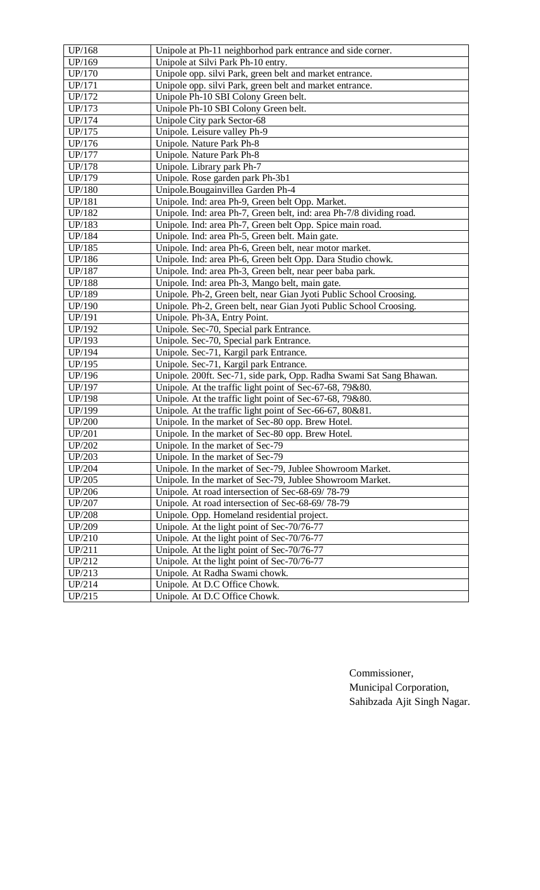| | |
|---|---|
| UP/168 | Unipole at Ph-11 neighborhod park entrance and side corner. |
| UP/169 | Unipole at Silvi Park Ph-10 entry. |
| UP/170 | Unipole opp. silvi Park, green belt and market entrance. |
| UP/171 | Unipole opp. silvi Park, green belt and market entrance. |
| UP/172 | Unipole Ph-10 SBI Colony Green belt. |
| UP/173 | Unipole Ph-10 SBI Colony Green belt. |
| UP/174 | Unipole City park Sector-68 |
| UP/175 | Unipole. Leisure valley Ph-9 |
| UP/176 | Unipole. Nature Park Ph-8 |
| UP/177 | Unipole. Nature Park Ph-8 |
| UP/178 | Unipole. Library park Ph-7 |
| UP/179 | Unipole. Rose garden park Ph-3b1 |
| UP/180 | Unipole.Bougainvillea Garden Ph-4 |
| UP/181 | Unipole. Ind: area Ph-9, Green belt Opp. Market. |
| UP/182 | Unipole. Ind: area Ph-7, Green belt, ind: area Ph-7/8 dividing road. |
| UP/183 | Unipole. Ind: area Ph-7, Green belt Opp. Spice main road. |
| UP/184 | Unipole. Ind: area Ph-5, Green belt. Main gate. |
| UP/185 | Unipole. Ind: area Ph-6, Green belt, near motor market. |
| UP/186 | Unipole. Ind: area Ph-6, Green belt Opp. Dara Studio chowk. |
| UP/187 | Unipole. Ind: area Ph-3, Green belt, near peer baba park. |
| UP/188 | Unipole. Ind: area Ph-3, Mango belt, main gate. |
| UP/189 | Unipole. Ph-2, Green belt, near Gian Jyoti Public School Croosing. |
| UP/190 | Unipole. Ph-2, Green belt, near Gian Jyoti Public School Croosing. |
| UP/191 | Unipole. Ph-3A, Entry Point. |
| UP/192 | Unipole. Sec-70, Special park Entrance. |
| UP/193 | Unipole. Sec-70, Special park Entrance. |
| UP/194 | Unipole. Sec-71, Kargil park Entrance. |
| UP/195 | Unipole. Sec-71, Kargil park Entrance. |
| UP/196 | Unipole. 200ft. Sec-71, side park, Opp. Radha Swami Sat Sang Bhawan. |
| UP/197 | Unipole. At the traffic light point of Sec-67-68, 79&80. |
| UP/198 | Unipole. At the traffic light point of Sec-67-68, 79&80. |
| UP/199 | Unipole. At the traffic light point of Sec-66-67, 80&81. |
| UP/200 | Unipole. In the market of Sec-80 opp. Brew Hotel. |
| UP/201 | Unipole. In the market of Sec-80 opp. Brew Hotel. |
| UP/202 | Unipole. In the market of Sec-79 |
| UP/203 | Unipole. In the market of Sec-79 |
| UP/204 | Unipole. In the market of Sec-79, Jublee Showroom Market. |
| UP/205 | Unipole. In the market of Sec-79, Jublee Showroom Market. |
| UP/206 | Unipole. At road intersection of Sec-68-69/ 78-79 |
| UP/207 | Unipole. At road intersection of Sec-68-69/ 78-79 |
| UP/208 | Unipole. Opp. Homeland residential project. |
| UP/209 | Unipole. At the light point of Sec-70/76-77 |
| UP/210 | Unipole. At the light point of Sec-70/76-77 |
| UP/211 | Unipole. At the light point of Sec-70/76-77 |
| UP/212 | Unipole. At the light point of Sec-70/76-77 |
| UP/213 | Unipole. At Radha Swami chowk. |
| UP/214 | Unipole. At D.C Office Chowk. |
| UP/215 | Unipole. At D.C Office Chowk. |

Commissioner,
Municipal Corporation,
Sahibzada Ajit Singh Nagar.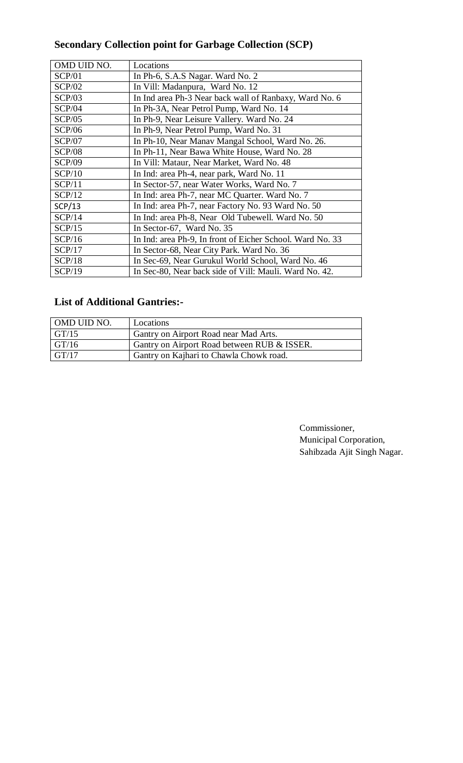## Secondary Collection point for Garbage Collection (SCP)

| OMD UID NO. | Locations |
|---|---|
| SCP/01 | In Ph-6, S.A.S Nagar. Ward No. 2 |
| SCP/02 | In Vill: Madanpura, Ward No. 12 |
| SCP/03 | In Ind area Ph-3 Near back wall of Ranbaxy, Ward No. 6 |
| SCP/04 | In Ph-3A, Near Petrol Pump, Ward No. 14 |
| SCP/05 | In Ph-9, Near Leisure Vallery. Ward No. 24 |
| SCP/06 | In Ph-9, Near Petrol Pump, Ward No. 31 |
| SCP/07 | In Ph-10, Near Manav Mangal School, Ward No. 26. |
| SCP/08 | In Ph-11, Near Bawa White House, Ward No. 28 |
| SCP/09 | In Vill: Mataur, Near Market, Ward No. 48 |
| SCP/10 | In Ind: area Ph-4, near park, Ward No. 11 |
| SCP/11 | In Sector-57, near Water Works, Ward No. 7 |
| SCP/12 | In Ind: area Ph-7, near MC Quarter. Ward No. 7 |
| SCP/13 | In Ind: area Ph-7, near Factory No. 93 Ward No. 50 |
| SCP/14 | In Ind: area Ph-8, Near Old Tubewell. Ward No. 50 |
| SCP/15 | In Sector-67, Ward No. 35 |
| SCP/16 | In Ind: area Ph-9, In front of Eicher School. Ward No. 33 |
| SCP/17 | In Sector-68, Near City Park. Ward No. 36 |
| SCP/18 | In Sec-69, Near Gurukul World School, Ward No. 46 |
| SCP/19 | In Sec-80, Near back side of Vill: Mauli. Ward No. 42. |

## List of Additional Gantries:-

| OMD UID NO. | Locations |
|---|---|
| GT/15 | Gantry on Airport Road near Mad Arts. |
| GT/16 | Gantry on Airport Road between RUB & ISSER. |
| GT/17 | Gantry on Kajhari to Chawla Chowk road. |

Commissioner,
Municipal Corporation,
Sahibzada Ajit Singh Nagar.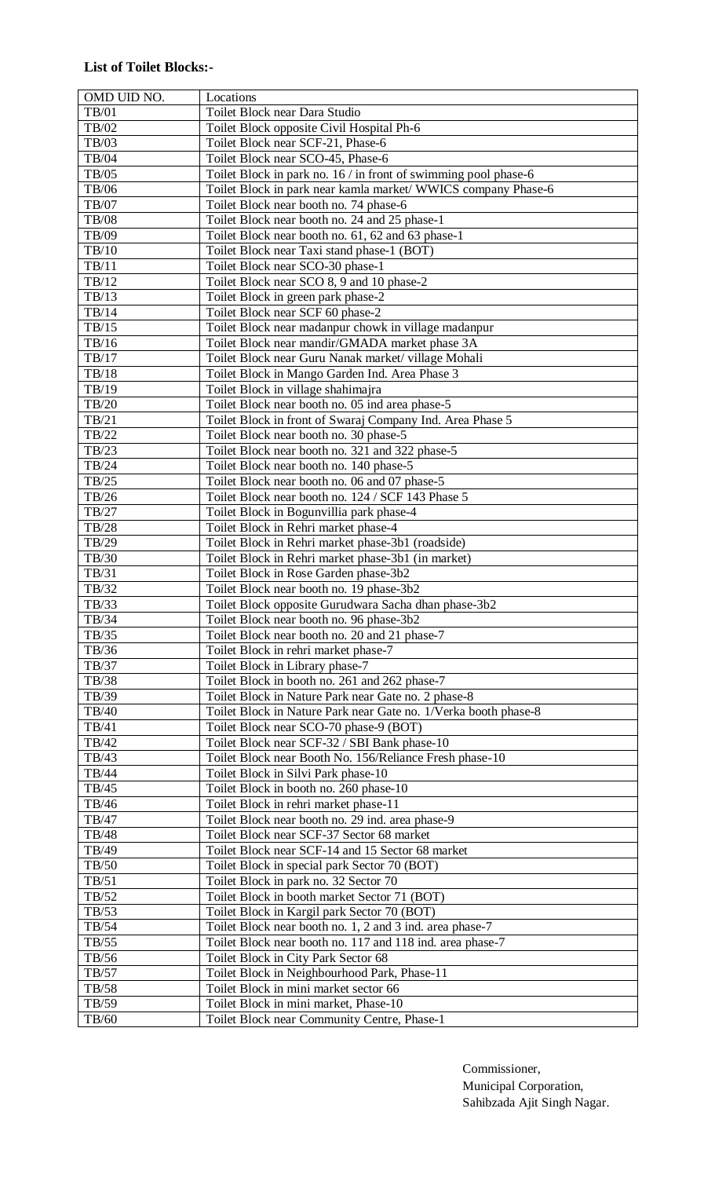**List of Toilet Blocks:-**

| OMD UID NO. | Locations |
|---|---|
| TB/01 | Toilet Block near Dara Studio |
| TB/02 | Toilet Block opposite Civil Hospital Ph-6 |
| TB/03 | Toilet Block near SCF-21, Phase-6 |
| TB/04 | Toilet Block near SCO-45, Phase-6 |
| TB/05 | Toilet Block in park no. 16 / in front of swimming pool phase-6 |
| TB/06 | Toilet Block in park near kamla market/ WWICS company Phase-6 |
| TB/07 | Toilet Block near booth no. 74 phase-6 |
| TB/08 | Toilet Block near booth no. 24 and 25 phase-1 |
| TB/09 | Toilet Block near booth no. 61, 62 and 63 phase-1 |
| TB/10 | Toilet Block near Taxi stand phase-1 (BOT) |
| TB/11 | Toilet Block near SCO-30 phase-1 |
| TB/12 | Toilet Block near SCO 8, 9 and 10 phase-2 |
| TB/13 | Toilet Block in green park phase-2 |
| TB/14 | Toilet Block near SCF 60 phase-2 |
| TB/15 | Toilet Block near madanpur chowk in village madanpur |
| TB/16 | Toilet Block near mandir/GMADA market phase 3A |
| TB/17 | Toilet Block near Guru Nanak market/ village Mohali |
| TB/18 | Toilet Block in Mango Garden Ind. Area Phase 3 |
| TB/19 | Toilet Block in village shahimajra |
| TB/20 | Toilet Block near booth no. 05 ind area phase-5 |
| TB/21 | Toilet Block in front of Swaraj Company Ind. Area Phase 5 |
| TB/22 | Toilet Block near booth no. 30 phase-5 |
| TB/23 | Toilet Block near booth no. 321 and 322 phase-5 |
| TB/24 | Toilet Block near booth no. 140 phase-5 |
| TB/25 | Toilet Block near booth no. 06 and 07 phase-5 |
| TB/26 | Toilet Block near booth no. 124 / SCF 143 Phase 5 |
| TB/27 | Toilet Block in Bogunvillia park phase-4 |
| TB/28 | Toilet Block in Rehri market phase-4 |
| TB/29 | Toilet Block in Rehri market phase-3b1 (roadside) |
| TB/30 | Toilet Block in Rehri market phase-3b1 (in market) |
| TB/31 | Toilet Block in Rose Garden phase-3b2 |
| TB/32 | Toilet Block near booth no. 19 phase-3b2 |
| TB/33 | Toilet Block opposite Gurudwara Sacha dhan phase-3b2 |
| TB/34 | Toilet Block near booth no. 96 phase-3b2 |
| TB/35 | Toilet Block near booth no. 20 and 21 phase-7 |
| TB/36 | Toilet Block in rehri market phase-7 |
| TB/37 | Toilet Block in Library phase-7 |
| TB/38 | Toilet Block in booth no. 261 and 262 phase-7 |
| TB/39 | Toilet Block in Nature Park near Gate no. 2 phase-8 |
| TB/40 | Toilet Block in Nature Park near Gate no. 1/Verka booth phase-8 |
| TB/41 | Toilet Block near SCO-70 phase-9 (BOT) |
| TB/42 | Toilet Block near SCF-32 / SBI Bank phase-10 |
| TB/43 | Toilet Block near Booth No. 156/Reliance Fresh phase-10 |
| TB/44 | Toilet Block in Silvi Park phase-10 |
| TB/45 | Toilet Block in booth no. 260 phase-10 |
| TB/46 | Toilet Block in rehri market phase-11 |
| TB/47 | Toilet Block near booth no. 29 ind. area phase-9 |
| TB/48 | Toilet Block near SCF-37 Sector 68 market |
| TB/49 | Toilet Block near SCF-14 and 15 Sector 68 market |
| TB/50 | Toilet Block in special park Sector 70 (BOT) |
| TB/51 | Toilet Block in park no. 32 Sector 70 |
| TB/52 | Toilet Block in booth market Sector 71 (BOT) |
| TB/53 | Toilet Block in Kargil park Sector 70 (BOT) |
| TB/54 | Toilet Block near booth no. 1, 2 and 3 ind. area phase-7 |
| TB/55 | Toilet Block near booth no. 117 and 118 ind. area phase-7 |
| TB/56 | Toilet Block in City Park Sector 68 |
| TB/57 | Toilet Block in Neighbourhood Park, Phase-11 |
| TB/58 | Toilet Block in mini market sector 66 |
| TB/59 | Toilet Block in mini market, Phase-10 |
| TB/60 | Toilet Block near Community Centre, Phase-1 |

Commissioner,
Municipal Corporation,
Sahibzada Ajit Singh Nagar.